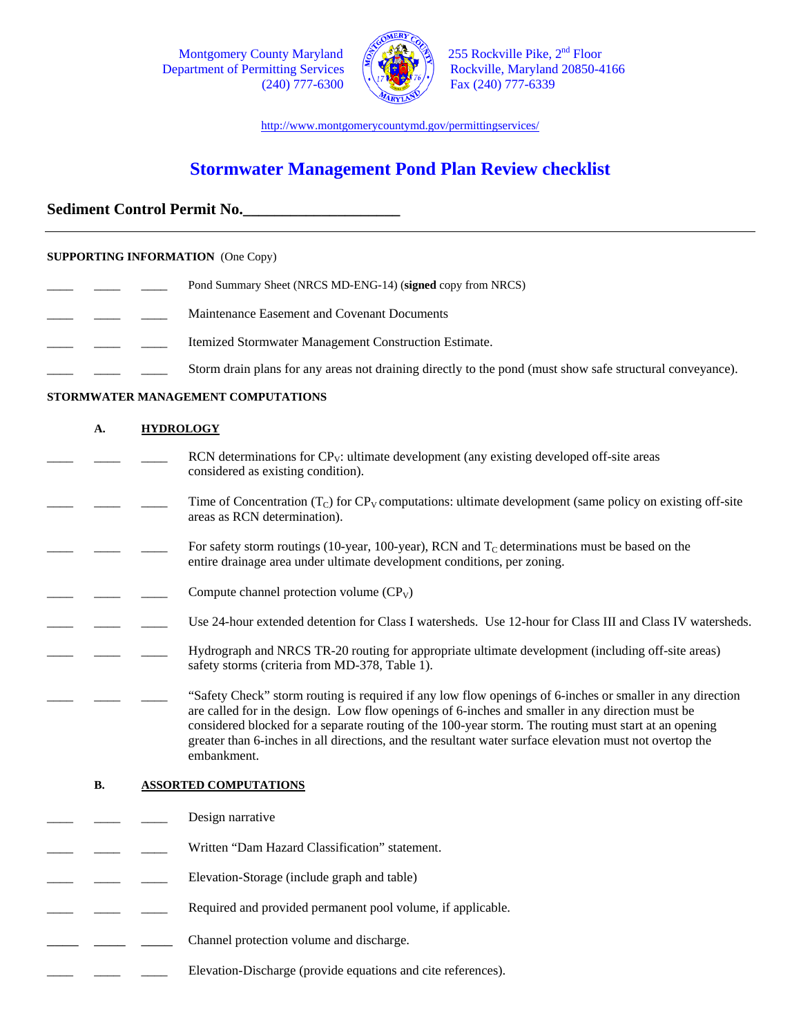Montgomery County Maryland
Department of Permitting Services
(240) 777-6300

255 Rockville Pike, 2nd Floor
Rockville, Maryland 20850-4166
Fax (240) 777-6339

http://www.montgomerycountymd.gov/permittingservices/

# Stormwater Management Pond Plan Review checklist

## Sediment Control Permit No.____________________

---

**SUPPORTING INFORMATION** (One Copy)

____ ____ ____ Pond Summary Sheet (NRCS MD-ENG-14) (**signed** copy from NRCS)

____ ____ ____ Maintenance Easement and Covenant Documents

____ ____ ____ Itemized Stormwater Management Construction Estimate.

____ ____ ____ Storm drain plans for any areas not draining directly to the pond (must show safe structural conveyance).

**STORMWATER MANAGEMENT COMPUTATIONS**

**A. <u>HYDROLOGY</u>**

____ ____ ____ RCN determinations for $CP_V$: ultimate development (any existing developed off-site areas considered as existing condition).

____ ____ ____ Time of Concentration ($T_C$) for $CP_V$ computations: ultimate development (same policy on existing off-site areas as RCN determination).

____ ____ ____ For safety storm routings (10-year, 100-year), RCN and $T_C$ determinations must be based on the entire drainage area under ultimate development conditions, per zoning.

____ ____ ____ Compute channel protection volume ($CP_V$)

____ ____ ____ Use 24-hour extended detention for Class I watersheds. Use 12-hour for Class III and Class IV watersheds.

____ ____ ____ Hydrograph and NRCS TR-20 routing for appropriate ultimate development (including off-site areas) safety storms (criteria from MD-378, Table 1).

____ ____ ____ "Safety Check" storm routing is required if any low flow openings of 6-inches or smaller in any direction are called for in the design. Low flow openings of 6-inches and smaller in any direction must be considered blocked for a separate routing of the 100-year storm. The routing must start at an opening greater than 6-inches in all directions, and the resultant water surface elevation must not overtop the embankment.

**B. <u>ASSORTED COMPUTATIONS</u>**

____ ____ ____ Design narrative

____ ____ ____ Written "Dam Hazard Classification" statement.

____ ____ ____ Elevation-Storage (include graph and table)

____ ____ ____ Required and provided permanent pool volume, if applicable.

____ ____ ____ Channel protection volume and discharge.

____ ____ ____ Elevation-Discharge (provide equations and cite references).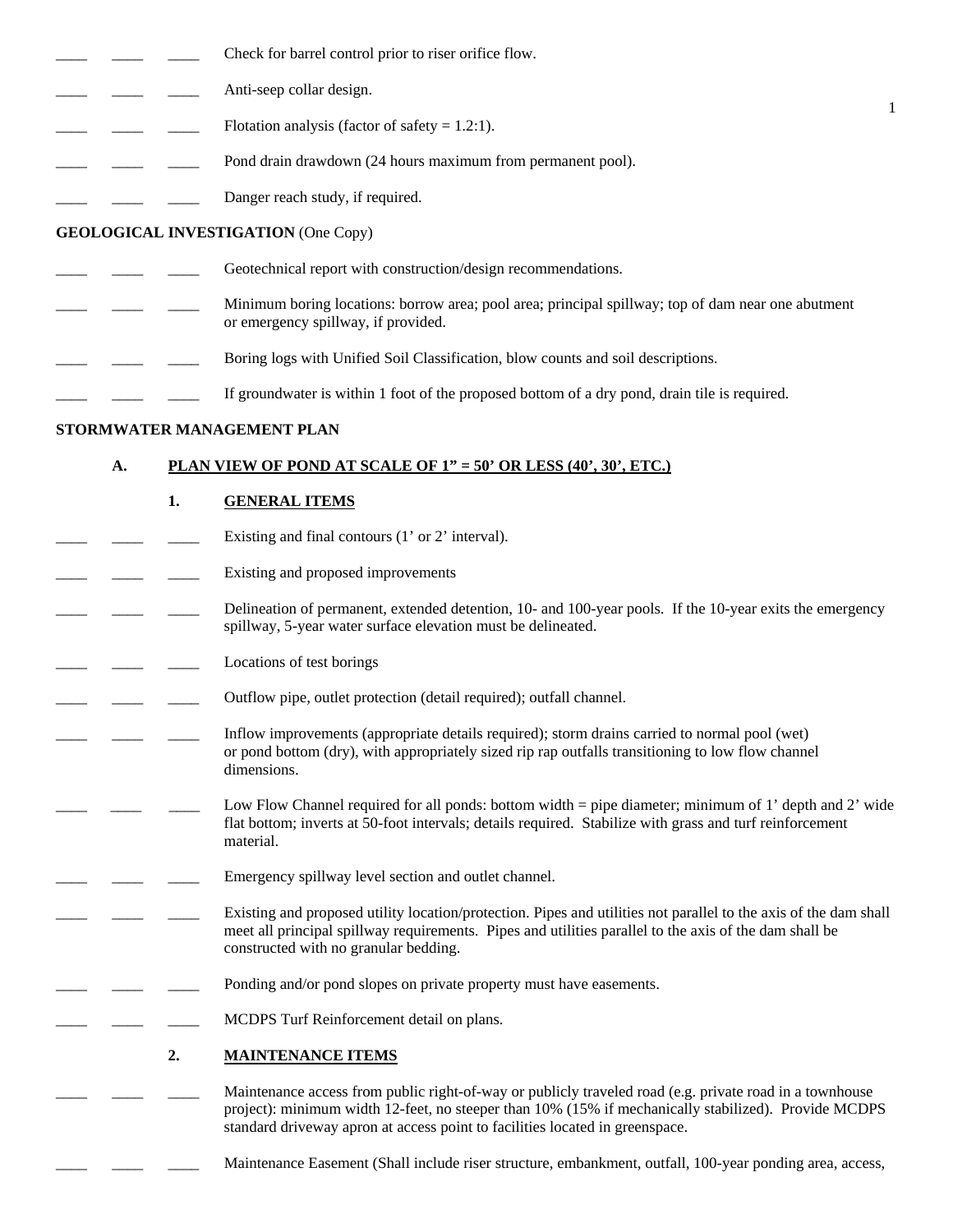____ ____ ____ Check for barrel control prior to riser orifice flow.

____ ____ ____ Anti-seep collar design.

____ ____ ____ Flotation analysis (factor of safety = 1.2:1).

____ ____ ____ Pond drain drawdown (24 hours maximum from permanent pool).

____ ____ ____ Danger reach study, if required.

**GEOLOGICAL INVESTIGATION** (One Copy)

____ ____ ____ Geotechnical report with construction/design recommendations.

____ ____ ____ Minimum boring locations: borrow area; pool area; principal spillway; top of dam near one abutment or emergency spillway, if provided.

____ ____ ____ Boring logs with Unified Soil Classification, blow counts and soil descriptions.

____ ____ ____ If groundwater is within 1 foot of the proposed bottom of a dry pond, drain tile is required.

**STORMWATER MANAGEMENT PLAN**

**A. PLAN VIEW OF POND AT SCALE OF 1" = 50' OR LESS (40', 30', ETC.)**

**1. GENERAL ITEMS**

____ ____ ____ Existing and final contours (1' or 2' interval).

____ ____ ____ Existing and proposed improvements

____ ____ ____ Delineation of permanent, extended detention, 10- and 100-year pools. If the 10-year exits the emergency spillway, 5-year water surface elevation must be delineated.

____ ____ ____ Locations of test borings

____ ____ ____ Outflow pipe, outlet protection (detail required); outfall channel.

____ ____ ____ Inflow improvements (appropriate details required); storm drains carried to normal pool (wet) or pond bottom (dry), with appropriately sized rip rap outfalls transitioning to low flow channel dimensions.

____ ____ ____ Low Flow Channel required for all ponds: bottom width = pipe diameter; minimum of 1' depth and 2' wide flat bottom; inverts at 50-foot intervals; details required. Stabilize with grass and turf reinforcement material.

____ ____ ____ Emergency spillway level section and outlet channel.

____ ____ ____ Existing and proposed utility location/protection. Pipes and utilities not parallel to the axis of the dam shall meet all principal spillway requirements. Pipes and utilities parallel to the axis of the dam shall be constructed with no granular bedding.

____ ____ ____ Ponding and/or pond slopes on private property must have easements.

____ ____ ____ MCDPS Turf Reinforcement detail on plans.

**2. MAINTENANCE ITEMS**

____ ____ ____ Maintenance access from public right-of-way or publicly traveled road (e.g. private road in a townhouse project): minimum width 12-feet, no steeper than 10% (15% if mechanically stabilized). Provide MCDPS standard driveway apron at access point to facilities located in greenspace.

____ ____ ____ Maintenance Easement (Shall include riser structure, embankment, outfall, 100-year ponding area, access,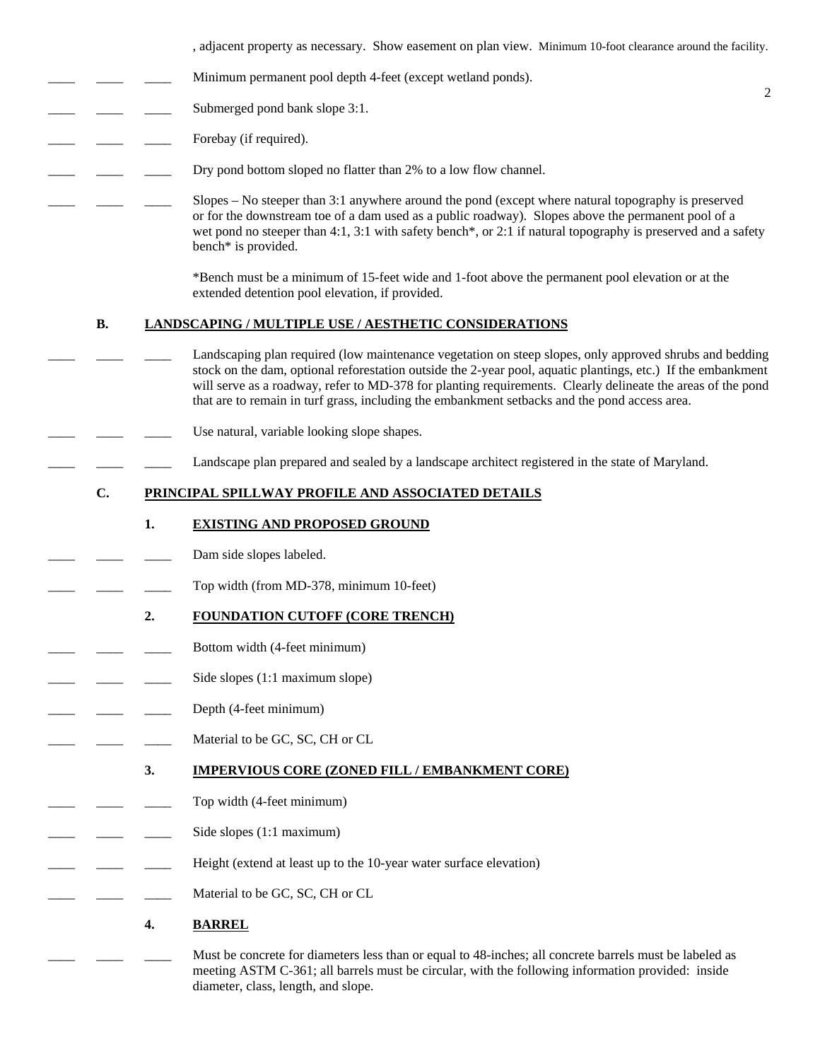, adjacent property as necessary. Show easement on plan view. Minimum 10-foot clearance around the facility.

____ ____ ____ Minimum permanent pool depth 4-feet (except wetland ponds).

____ ____ ____ Submerged pond bank slope 3:1.

____ ____ ____ Forebay (if required).

____ ____ ____ Dry pond bottom sloped no flatter than 2% to a low flow channel.

____ ____ ____ Slopes – No steeper than 3:1 anywhere around the pond (except where natural topography is preserved or for the downstream toe of a dam used as a public roadway). Slopes above the permanent pool of a wet pond no steeper than 4:1, 3:1 with safety bench*, or 2:1 if natural topography is preserved and a safety bench* is provided.

*Bench must be a minimum of 15-feet wide and 1-foot above the permanent pool elevation or at the extended detention pool elevation, if provided.

**B. LANDSCAPING / MULTIPLE USE / AESTHETIC CONSIDERATIONS**

____ ____ ____ Landscaping plan required (low maintenance vegetation on steep slopes, only approved shrubs and bedding stock on the dam, optional reforestation outside the 2-year pool, aquatic plantings, etc.) If the embankment will serve as a roadway, refer to MD-378 for planting requirements. Clearly delineate the areas of the pond that are to remain in turf grass, including the embankment setbacks and the pond access area.

____ ____ ____ Use natural, variable looking slope shapes.

____ ____ ____ Landscape plan prepared and sealed by a landscape architect registered in the state of Maryland.

**C. PRINCIPAL SPILLWAY PROFILE AND ASSOCIATED DETAILS**

**1. EXISTING AND PROPOSED GROUND**

____ ____ ____ Dam side slopes labeled.

____ ____ ____ Top width (from MD-378, minimum 10-feet)

**2. FOUNDATION CUTOFF (CORE TRENCH)**

____ ____ ____ Bottom width (4-feet minimum)

____ ____ ____ Side slopes (1:1 maximum slope)

____ ____ ____ Depth (4-feet minimum)

____ ____ ____ Material to be GC, SC, CH or CL

**3. IMPERVIOUS CORE (ZONED FILL / EMBANKMENT CORE)**

____ ____ ____ Top width (4-feet minimum)

____ ____ ____ Side slopes (1:1 maximum)

____ ____ ____ Height (extend at least up to the 10-year water surface elevation)

____ ____ ____ Material to be GC, SC, CH or CL

**4. BARREL**

____ ____ ____ Must be concrete for diameters less than or equal to 48-inches; all concrete barrels must be labeled as meeting ASTM C-361; all barrels must be circular, with the following information provided: inside diameter, class, length, and slope.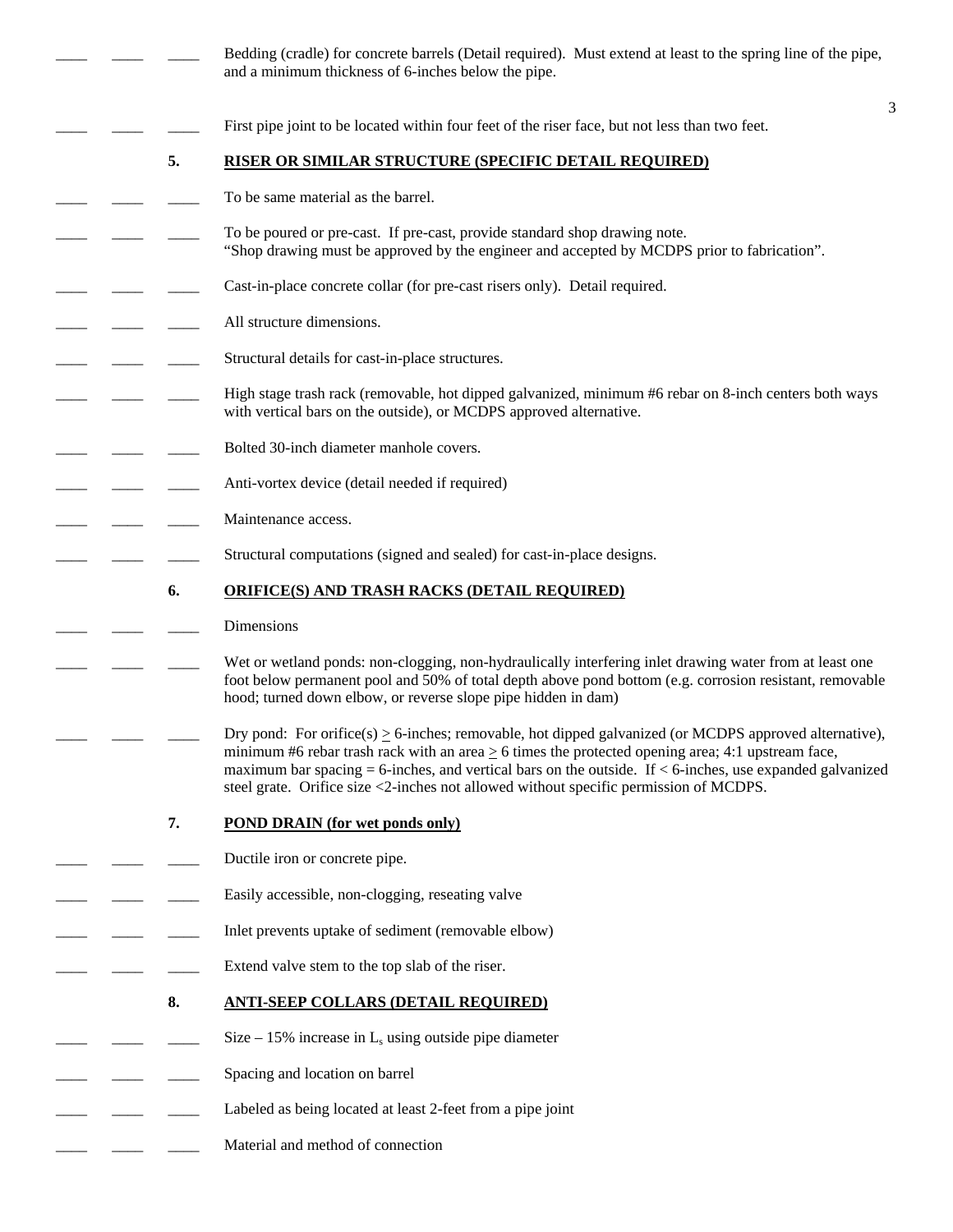____ ____ ____ Bedding (cradle) for concrete barrels (Detail required). Must extend at least to the spring line of the pipe, and a minimum thickness of 6-inches below the pipe.

____ ____ ____ First pipe joint to be located within four feet of the riser face, but not less than two feet.

## 5. RISER OR SIMILAR STRUCTURE (SPECIFIC DETAIL REQUIRED)

____ ____ ____ To be same material as the barrel.

____ ____ ____ To be poured or pre-cast. If pre-cast, provide standard shop drawing note. "Shop drawing must be approved by the engineer and accepted by MCDPS prior to fabrication".

____ ____ ____ Cast-in-place concrete collar (for pre-cast risers only). Detail required.

____ ____ ____ All structure dimensions.

____ ____ ____ Structural details for cast-in-place structures.

____ ____ ____ High stage trash rack (removable, hot dipped galvanized, minimum #6 rebar on 8-inch centers both ways with vertical bars on the outside), or MCDPS approved alternative.

____ ____ ____ Bolted 30-inch diameter manhole covers.

____ ____ ____ Anti-vortex device (detail needed if required)

____ ____ ____ Maintenance access.

____ ____ ____ Structural computations (signed and sealed) for cast-in-place designs.

## 6. ORIFICE(S) AND TRASH RACKS (DETAIL REQUIRED)

____ ____ ____ Dimensions

____ ____ ____ Wet or wetland ponds: non-clogging, non-hydraulically interfering inlet drawing water from at least one foot below permanent pool and 50% of total depth above pond bottom (e.g. corrosion resistant, removable hood; turned down elbow, or reverse slope pipe hidden in dam)

____ ____ ____ Dry pond: For orifice(s) $\geq$ 6-inches; removable, hot dipped galvanized (or MCDPS approved alternative), minimum #6 rebar trash rack with an area $\geq$ 6 times the protected opening area; 4:1 upstream face, maximum bar spacing = 6-inches, and vertical bars on the outside. If < 6-inches, use expanded galvanized steel grate. Orifice size <2-inches not allowed without specific permission of MCDPS.

## 7. POND DRAIN (for wet ponds only)

____ ____ ____ Ductile iron or concrete pipe.

____ ____ ____ Easily accessible, non-clogging, reseating valve

____ ____ ____ Inlet prevents uptake of sediment (removable elbow)

____ ____ ____ Extend valve stem to the top slab of the riser.

## 8. ANTI-SEEP COLLARS (DETAIL REQUIRED)

____ ____ ____ Size – 15% increase in $L_s$ using outside pipe diameter

____ ____ ____ Spacing and location on barrel

____ ____ ____ Labeled as being located at least 2-feet from a pipe joint

____ ____ ____ Material and method of connection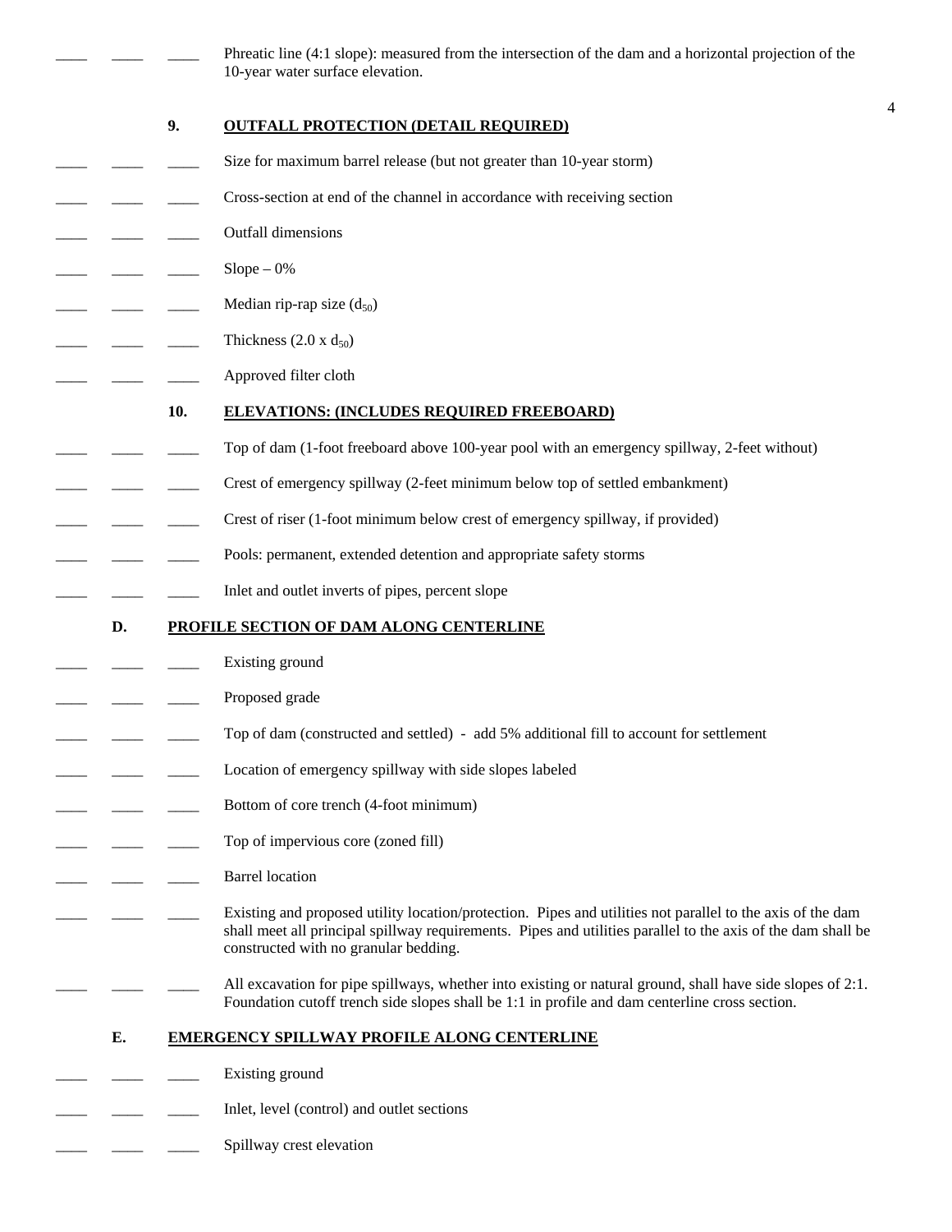____ ____ ____ Phreatic line (4:1 slope): measured from the intersection of the dam and a horizontal projection of the 10-year water surface elevation.

**9. OUTFALL PROTECTION (DETAIL REQUIRED)**

____ ____ ____ Size for maximum barrel release (but not greater than 10-year storm)

____ ____ ____ Cross-section at end of the channel in accordance with receiving section

____ ____ ____ Outfall dimensions

____ ____ ____ Slope – 0%

____ ____ ____ Median rip-rap size ($d_{50}$)

____ ____ ____ Thickness (2.0 x $d_{50}$)

____ ____ ____ Approved filter cloth

**10. ELEVATIONS: (INCLUDES REQUIRED FREEBOARD)**

____ ____ ____ Top of dam (1-foot freeboard above 100-year pool with an emergency spillway, 2-feet without)

____ ____ ____ Crest of emergency spillway (2-feet minimum below top of settled embankment)

____ ____ ____ Crest of riser (1-foot minimum below crest of emergency spillway, if provided)

____ ____ ____ Pools: permanent, extended detention and appropriate safety storms

____ ____ ____ Inlet and outlet inverts of pipes, percent slope

## D. PROFILE SECTION OF DAM ALONG CENTERLINE

____ ____ ____ Existing ground

____ ____ ____ Proposed grade

____ ____ ____ Top of dam (constructed and settled) - add 5% additional fill to account for settlement

____ ____ ____ Location of emergency spillway with side slopes labeled

____ ____ ____ Bottom of core trench (4-foot minimum)

____ ____ ____ Top of impervious core (zoned fill)

____ ____ ____ Barrel location

____ ____ ____ Existing and proposed utility location/protection. Pipes and utilities not parallel to the axis of the dam shall meet all principal spillway requirements. Pipes and utilities parallel to the axis of the dam shall be constructed with no granular bedding.

____ ____ ____ All excavation for pipe spillways, whether into existing or natural ground, shall have side slopes of 2:1. Foundation cutoff trench side slopes shall be 1:1 in profile and dam centerline cross section.

## E. EMERGENCY SPILLWAY PROFILE ALONG CENTERLINE

____ ____ ____ Existing ground

____ ____ ____ Inlet, level (control) and outlet sections

____ ____ ____ Spillway crest elevation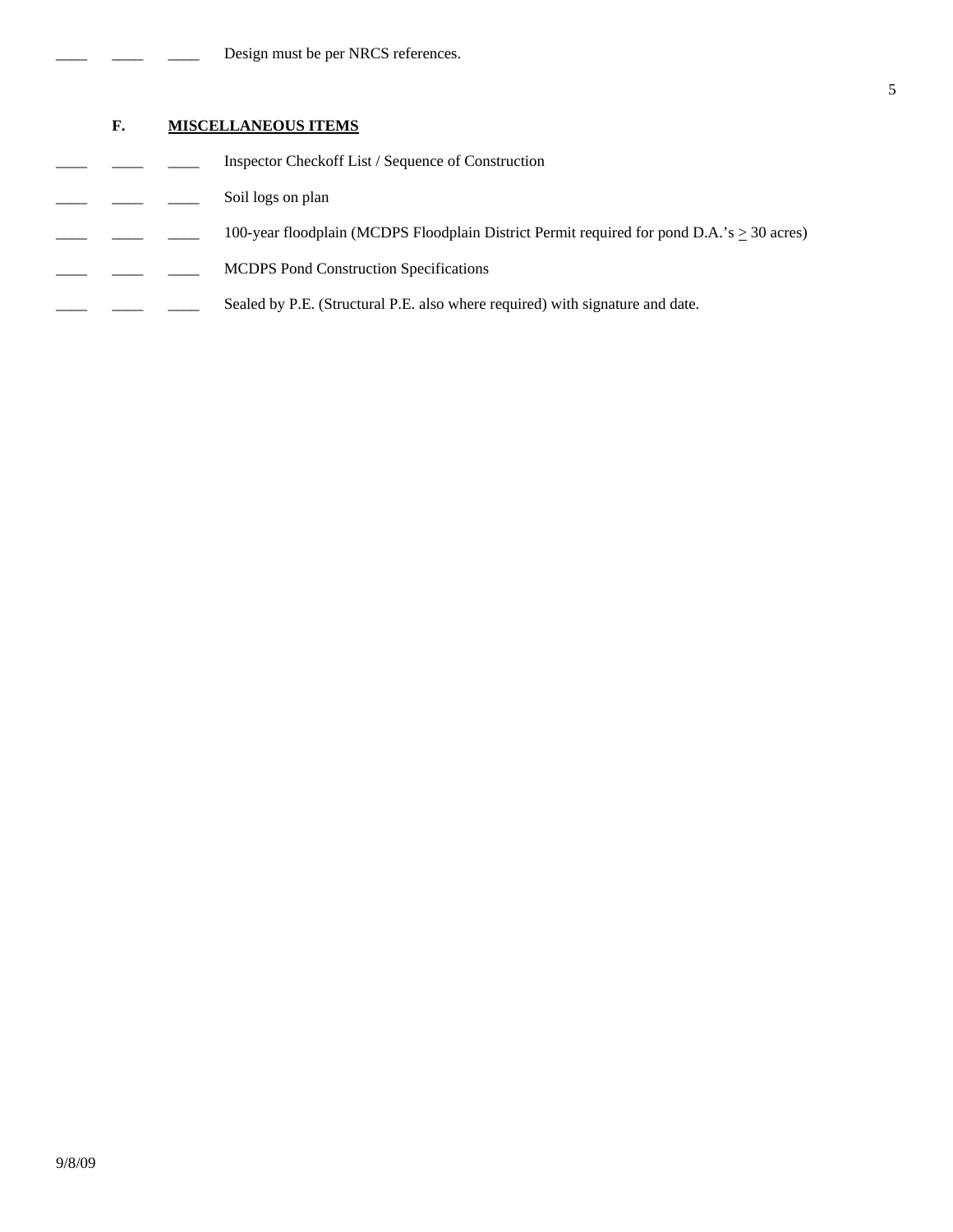____ ____ ____ Design must be per NRCS references.

## F. MISCELLANEOUS ITEMS

____ ____ ____ Inspector Checkoff List / Sequence of Construction

____ ____ ____ Soil logs on plan

____ ____ ____ 100-year floodplain (MCDPS Floodplain District Permit required for pond D.A.'s $\geq$ 30 acres)

____ ____ ____ MCDPS Pond Construction Specifications

____ ____ ____ Sealed by P.E. (Structural P.E. also where required) with signature and date.